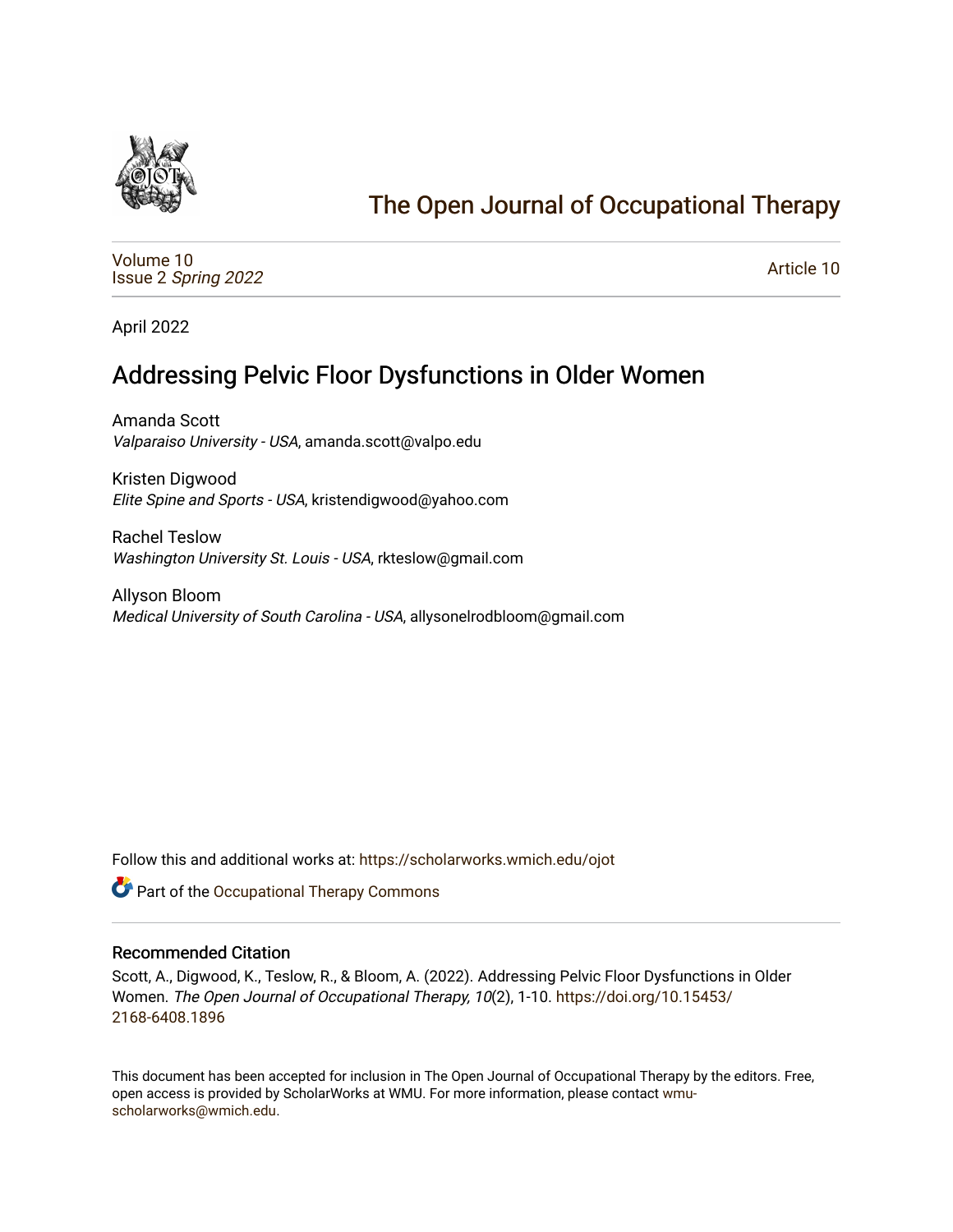# The Open Journal of Occupational Therapy

Volume 10
Issue 2 *Spring 2022*

Article 10

April 2022

## Addressing Pelvic Floor Dysfunctions in Older Women

Amanda Scott
*Valparaiso University - USA*, amanda.scott@valpo.edu

Kristen Digwood
*Elite Spine and Sports - USA*, kristendigwood@yahoo.com

Rachel Teslow
*Washington University St. Louis - USA*, rkteslow@gmail.com

Allyson Bloom
*Medical University of South Carolina - USA*, allysonelrodbloom@gmail.com

Follow this and additional works at: https://scholarworks.wmich.edu/ojot

Part of the Occupational Therapy Commons

### Recommended Citation

Scott, A., Digwood, K., Teslow, R., & Bloom, A. (2022). Addressing Pelvic Floor Dysfunctions in Older Women. *The Open Journal of Occupational Therapy, 10*(2), 1-10. https://doi.org/10.15453/2168-6408.1896

This document has been accepted for inclusion in The Open Journal of Occupational Therapy by the editors. Free, open access is provided by ScholarWorks at WMU. For more information, please contact wmu-scholarworks@wmich.edu.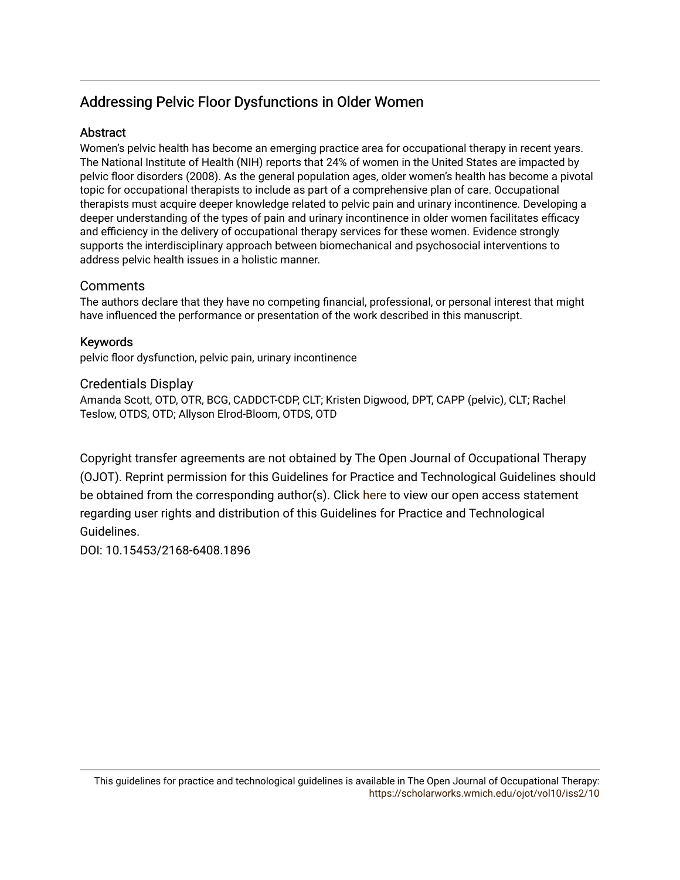# Addressing Pelvic Floor Dysfunctions in Older Women

## Abstract

Women's pelvic health has become an emerging practice area for occupational therapy in recent years. The National Institute of Health (NIH) reports that 24% of women in the United States are impacted by pelvic floor disorders (2008). As the general population ages, older women's health has become a pivotal topic for occupational therapists to include as part of a comprehensive plan of care. Occupational therapists must acquire deeper knowledge related to pelvic pain and urinary incontinence. Developing a deeper understanding of the types of pain and urinary incontinence in older women facilitates efficacy and efficiency in the delivery of occupational therapy services for these women. Evidence strongly supports the interdisciplinary approach between biomechanical and psychosocial interventions to address pelvic health issues in a holistic manner.

## Comments

The authors declare that they have no competing financial, professional, or personal interest that might have influenced the performance or presentation of the work described in this manuscript.

## Keywords

pelvic floor dysfunction, pelvic pain, urinary incontinence

## Credentials Display

Amanda Scott, OTD, OTR, BCG, CADDCT-CDP, CLT; Kristen Digwood, DPT, CAPP (pelvic), CLT; Rachel Teslow, OTDS, OTD; Allyson Elrod-Bloom, OTDS, OTD

Copyright transfer agreements are not obtained by The Open Journal of Occupational Therapy (OJOT). Reprint permission for this Guidelines for Practice and Technological Guidelines should be obtained from the corresponding author(s). Click here to view our open access statement regarding user rights and distribution of this Guidelines for Practice and Technological Guidelines.

DOI: 10.15453/2168-6408.1896

This guidelines for practice and technological guidelines is available in The Open Journal of Occupational Therapy: https://scholarworks.wmich.edu/ojot/vol10/iss2/10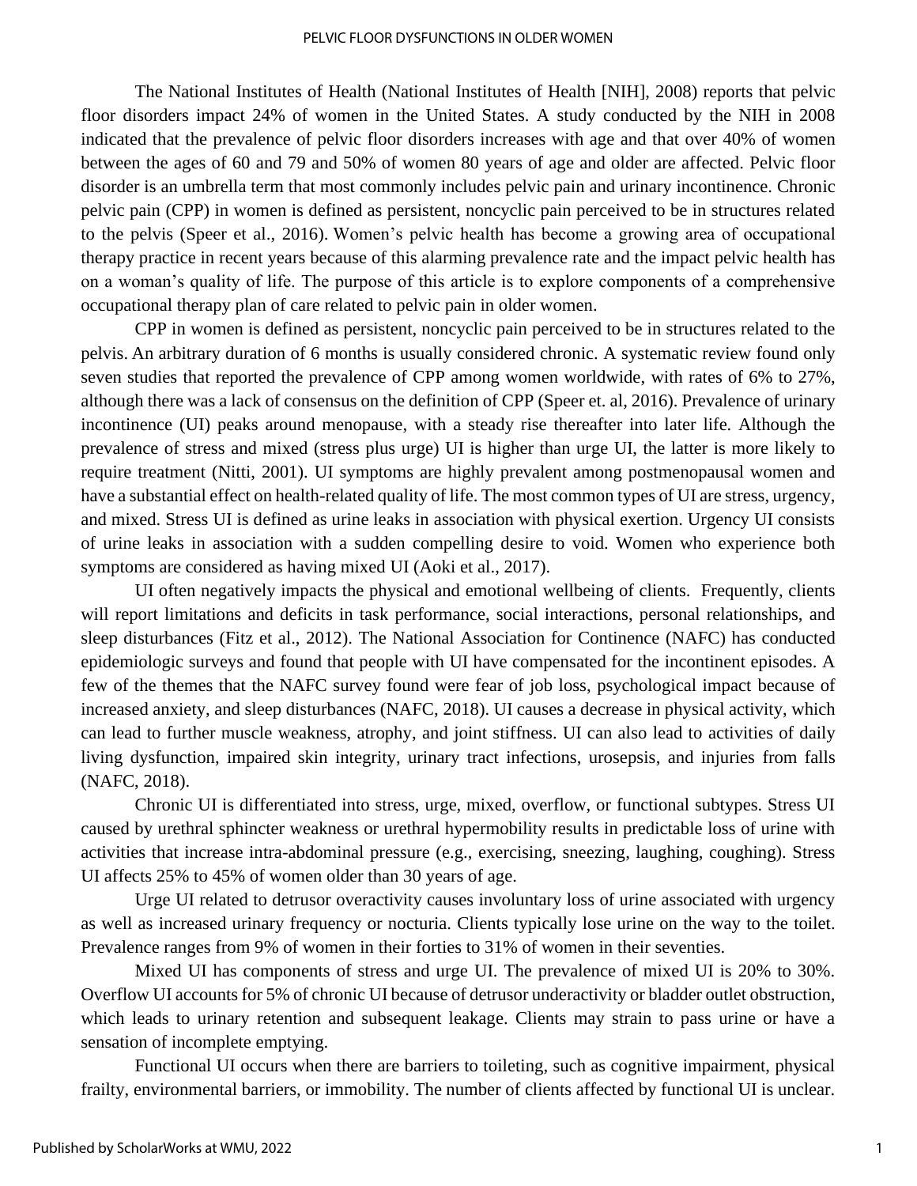The National Institutes of Health (National Institutes of Health [NIH], 2008) reports that pelvic floor disorders impact 24% of women in the United States. A study conducted by the NIH in 2008 indicated that the prevalence of pelvic floor disorders increases with age and that over 40% of women between the ages of 60 and 79 and 50% of women 80 years of age and older are affected. Pelvic floor disorder is an umbrella term that most commonly includes pelvic pain and urinary incontinence. Chronic pelvic pain (CPP) in women is defined as persistent, noncyclic pain perceived to be in structures related to the pelvis (Speer et al., 2016). Women's pelvic health has become a growing area of occupational therapy practice in recent years because of this alarming prevalence rate and the impact pelvic health has on a woman's quality of life. The purpose of this article is to explore components of a comprehensive occupational therapy plan of care related to pelvic pain in older women.

CPP in women is defined as persistent, noncyclic pain perceived to be in structures related to the pelvis. An arbitrary duration of 6 months is usually considered chronic. A systematic review found only seven studies that reported the prevalence of CPP among women worldwide, with rates of 6% to 27%, although there was a lack of consensus on the definition of CPP (Speer et. al, 2016). Prevalence of urinary incontinence (UI) peaks around menopause, with a steady rise thereafter into later life. Although the prevalence of stress and mixed (stress plus urge) UI is higher than urge UI, the latter is more likely to require treatment (Nitti, 2001). UI symptoms are highly prevalent among postmenopausal women and have a substantial effect on health-related quality of life. The most common types of UI are stress, urgency, and mixed. Stress UI is defined as urine leaks in association with physical exertion. Urgency UI consists of urine leaks in association with a sudden compelling desire to void. Women who experience both symptoms are considered as having mixed UI (Aoki et al., 2017).

UI often negatively impacts the physical and emotional wellbeing of clients. Frequently, clients will report limitations and deficits in task performance, social interactions, personal relationships, and sleep disturbances (Fitz et al., 2012). The National Association for Continence (NAFC) has conducted epidemiologic surveys and found that people with UI have compensated for the incontinent episodes. A few of the themes that the NAFC survey found were fear of job loss, psychological impact because of increased anxiety, and sleep disturbances (NAFC, 2018). UI causes a decrease in physical activity, which can lead to further muscle weakness, atrophy, and joint stiffness. UI can also lead to activities of daily living dysfunction, impaired skin integrity, urinary tract infections, urosepsis, and injuries from falls (NAFC, 2018).

Chronic UI is differentiated into stress, urge, mixed, overflow, or functional subtypes. Stress UI caused by urethral sphincter weakness or urethral hypermobility results in predictable loss of urine with activities that increase intra-abdominal pressure (e.g., exercising, sneezing, laughing, coughing). Stress UI affects 25% to 45% of women older than 30 years of age.

Urge UI related to detrusor overactivity causes involuntary loss of urine associated with urgency as well as increased urinary frequency or nocturia. Clients typically lose urine on the way to the toilet. Prevalence ranges from 9% of women in their forties to 31% of women in their seventies.

Mixed UI has components of stress and urge UI. The prevalence of mixed UI is 20% to 30%. Overflow UI accounts for 5% of chronic UI because of detrusor underactivity or bladder outlet obstruction, which leads to urinary retention and subsequent leakage. Clients may strain to pass urine or have a sensation of incomplete emptying.

Functional UI occurs when there are barriers to toileting, such as cognitive impairment, physical frailty, environmental barriers, or immobility. The number of clients affected by functional UI is unclear.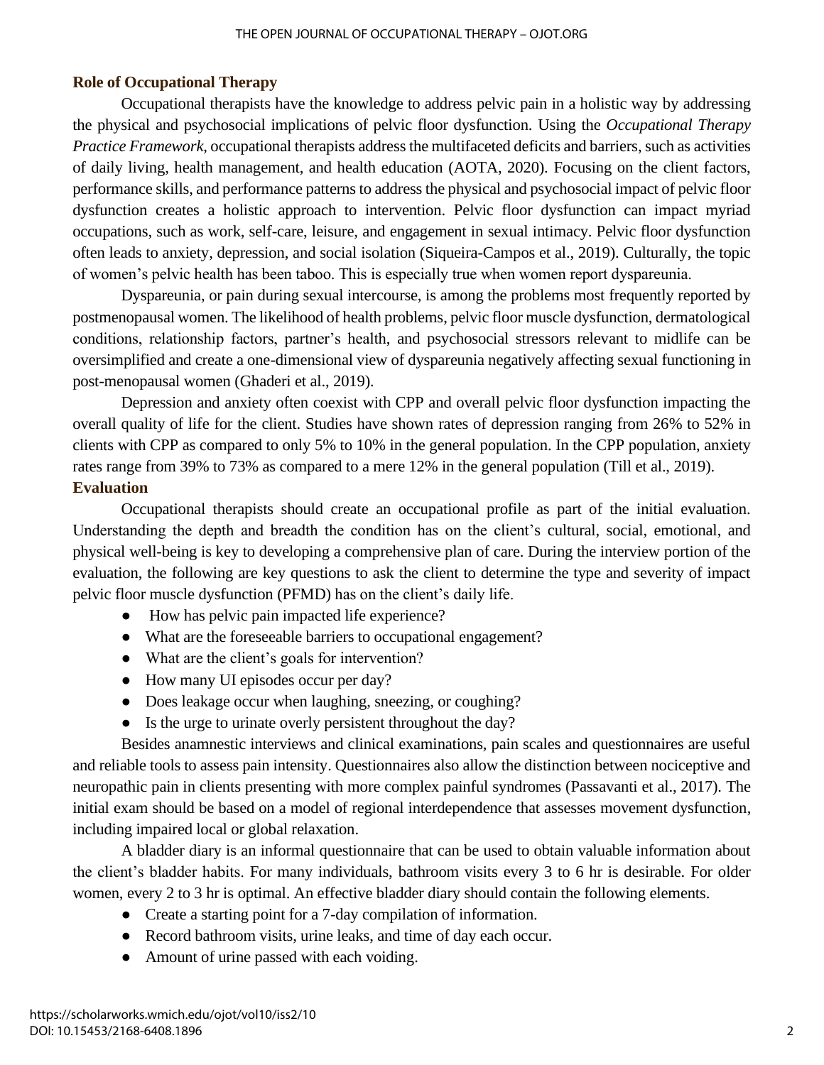### Role of Occupational Therapy

Occupational therapists have the knowledge to address pelvic pain in a holistic way by addressing the physical and psychosocial implications of pelvic floor dysfunction. Using the *Occupational Therapy Practice Framework*, occupational therapists address the multifaceted deficits and barriers, such as activities of daily living, health management, and health education (AOTA, 2020). Focusing on the client factors, performance skills, and performance patterns to address the physical and psychosocial impact of pelvic floor dysfunction creates a holistic approach to intervention. Pelvic floor dysfunction can impact myriad occupations, such as work, self-care, leisure, and engagement in sexual intimacy. Pelvic floor dysfunction often leads to anxiety, depression, and social isolation (Siqueira-Campos et al., 2019). Culturally, the topic of women's pelvic health has been taboo. This is especially true when women report dyspareunia.

Dyspareunia, or pain during sexual intercourse, is among the problems most frequently reported by postmenopausal women. The likelihood of health problems, pelvic floor muscle dysfunction, dermatological conditions, relationship factors, partner's health, and psychosocial stressors relevant to midlife can be oversimplified and create a one-dimensional view of dyspareunia negatively affecting sexual functioning in post-menopausal women (Ghaderi et al., 2019).

Depression and anxiety often coexist with CPP and overall pelvic floor dysfunction impacting the overall quality of life for the client. Studies have shown rates of depression ranging from 26% to 52% in clients with CPP as compared to only 5% to 10% in the general population. In the CPP population, anxiety rates range from 39% to 73% as compared to a mere 12% in the general population (Till et al., 2019).

### Evaluation

Occupational therapists should create an occupational profile as part of the initial evaluation. Understanding the depth and breadth the condition has on the client's cultural, social, emotional, and physical well-being is key to developing a comprehensive plan of care. During the interview portion of the evaluation, the following are key questions to ask the client to determine the type and severity of impact pelvic floor muscle dysfunction (PFMD) has on the client's daily life.

- How has pelvic pain impacted life experience?
- What are the foreseeable barriers to occupational engagement?
- What are the client's goals for intervention?
- How many UI episodes occur per day?
- Does leakage occur when laughing, sneezing, or coughing?
- Is the urge to urinate overly persistent throughout the day?

Besides anamnestic interviews and clinical examinations, pain scales and questionnaires are useful and reliable tools to assess pain intensity. Questionnaires also allow the distinction between nociceptive and neuropathic pain in clients presenting with more complex painful syndromes (Passavanti et al., 2017). The initial exam should be based on a model of regional interdependence that assesses movement dysfunction, including impaired local or global relaxation.

A bladder diary is an informal questionnaire that can be used to obtain valuable information about the client's bladder habits. For many individuals, bathroom visits every 3 to 6 hr is desirable. For older women, every 2 to 3 hr is optimal. An effective bladder diary should contain the following elements.

- Create a starting point for a 7-day compilation of information.
- Record bathroom visits, urine leaks, and time of day each occur.
- Amount of urine passed with each voiding.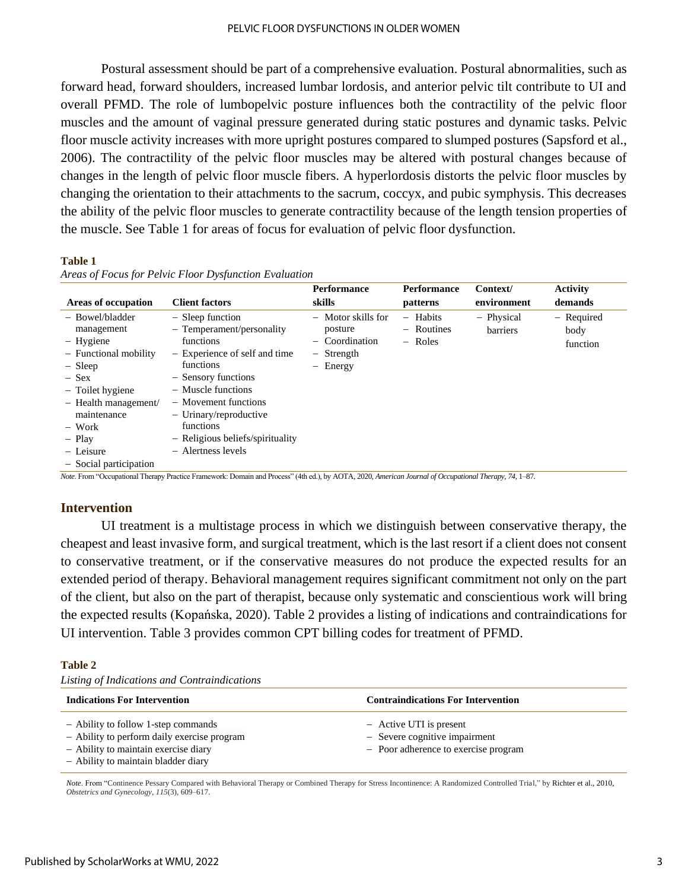Postural assessment should be part of a comprehensive evaluation. Postural abnormalities, such as forward head, forward shoulders, increased lumbar lordosis, and anterior pelvic tilt contribute to UI and overall PFMD. The role of lumbopelvic posture influences both the contractility of the pelvic floor muscles and the amount of vaginal pressure generated during static postures and dynamic tasks. Pelvic floor muscle activity increases with more upright postures compared to slumped postures (Sapsford et al., 2006). The contractility of the pelvic floor muscles may be altered with postural changes because of changes in the length of pelvic floor muscle fibers. A hyperlordosis distorts the pelvic floor muscles by changing the orientation to their attachments to the sacrum, coccyx, and pubic symphysis. This decreases the ability of the pelvic floor muscles to generate contractility because of the length tension properties of the muscle. See Table 1 for areas of focus for evaluation of pelvic floor dysfunction.

**Table 1**

*Areas of Focus for Pelvic Floor Dysfunction Evaluation*

| Areas of occupation | Client factors | Performance skills | Performance patterns | Context/ environment | Activity demands |
|---|---|---|---|---|---|
| – Bowel/bladder management<br>– Hygiene<br>– Functional mobility<br>– Sleep<br>– Sex<br>– Toilet hygiene<br>– Health management/ maintenance<br>– Work<br>– Play<br>– Leisure<br>– Social participation | – Sleep function<br>– Temperament/personality functions<br>– Experience of self and time functions<br>– Sensory functions<br>– Muscle functions<br>– Movement functions<br>– Urinary/reproductive functions<br>– Religious beliefs/spirituality<br>– Alertness levels | – Motor skills for posture<br>– Coordination<br>– Strength<br>– Energy | – Habits<br>– Routines<br>– Roles | – Physical barriers | – Required body function |

*Note*. From "Occupational Therapy Practice Framework: Domain and Process" (4th ed.), by AOTA, 2020, *American Journal of Occupational Therapy, 74*, 1–87.

## Intervention

UI treatment is a multistage process in which we distinguish between conservative therapy, the cheapest and least invasive form, and surgical treatment, which is the last resort if a client does not consent to conservative treatment, or if the conservative measures do not produce the expected results for an extended period of therapy. Behavioral management requires significant commitment not only on the part of the client, but also on the part of therapist, because only systematic and conscientious work will bring the expected results (Kopańska, 2020). Table 2 provides a listing of indications and contraindications for UI intervention. Table 3 provides common CPT billing codes for treatment of PFMD.

**Table 2**

*Listing of Indications and Contraindications*

| Indications For Intervention | Contraindications For Intervention |
|---|---|
| – Ability to follow 1-step commands<br>– Ability to perform daily exercise program<br>– Ability to maintain exercise diary<br>– Ability to maintain bladder diary | – Active UTI is present<br>– Severe cognitive impairment<br>– Poor adherence to exercise program |

*Note*. From "Continence Pessary Compared with Behavioral Therapy or Combined Therapy for Stress Incontinence: A Randomized Controlled Trial," by Richter et al., 2010, *Obstetrics and Gynecology, 115*(3), 609–617.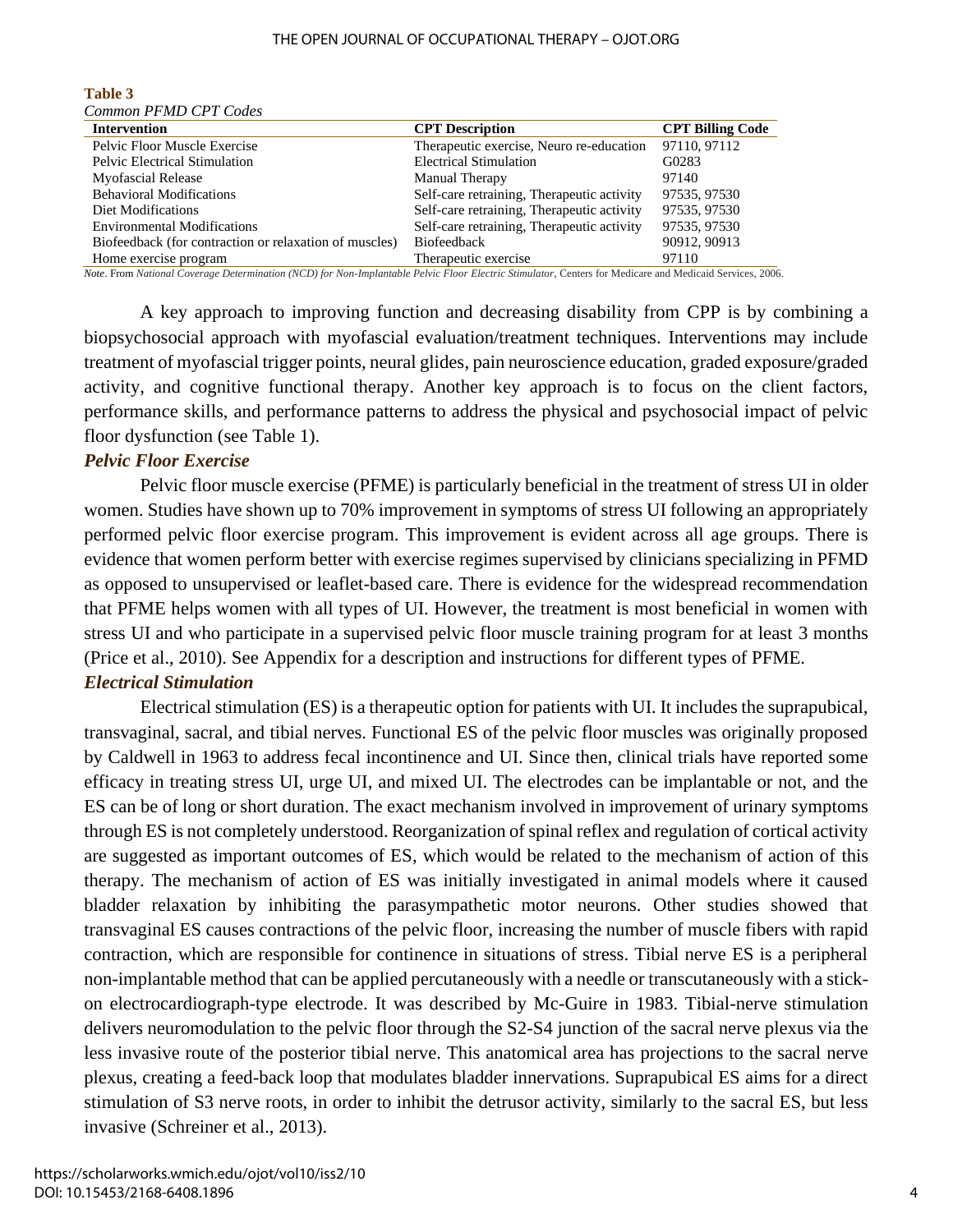**Table 3**

*Common PFMD CPT Codes*

| Intervention | CPT Description | CPT Billing Code |
|---|---|---|
| Pelvic Floor Muscle Exercise | Therapeutic exercise, Neuro re-education | 97110, 97112 |
| Pelvic Electrical Stimulation | Electrical Stimulation | G0283 |
| Myofascial Release | Manual Therapy | 97140 |
| Behavioral Modifications | Self-care retraining, Therapeutic activity | 97535, 97530 |
| Diet Modifications | Self-care retraining, Therapeutic activity | 97535, 97530 |
| Environmental Modifications | Self-care retraining, Therapeutic activity | 97535, 97530 |
| Biofeedback (for contraction or relaxation of muscles) | Biofeedback | 90912, 90913 |
| Home exercise program | Therapeutic exercise | 97110 |

*Note*. From *National Coverage Determination (NCD) for Non-Implantable Pelvic Floor Electric Stimulator*, Centers for Medicare and Medicaid Services, 2006.

A key approach to improving function and decreasing disability from CPP is by combining a biopsychosocial approach with myofascial evaluation/treatment techniques. Interventions may include treatment of myofascial trigger points, neural glides, pain neuroscience education, graded exposure/graded activity, and cognitive functional therapy. Another key approach is to focus on the client factors, performance skills, and performance patterns to address the physical and psychosocial impact of pelvic floor dysfunction (see Table 1).

### *Pelvic Floor Exercise*

Pelvic floor muscle exercise (PFME) is particularly beneficial in the treatment of stress UI in older women. Studies have shown up to 70% improvement in symptoms of stress UI following an appropriately performed pelvic floor exercise program. This improvement is evident across all age groups. There is evidence that women perform better with exercise regimes supervised by clinicians specializing in PFMD as opposed to unsupervised or leaflet-based care. There is evidence for the widespread recommendation that PFME helps women with all types of UI. However, the treatment is most beneficial in women with stress UI and who participate in a supervised pelvic floor muscle training program for at least 3 months (Price et al., 2010). See Appendix for a description and instructions for different types of PFME.

### *Electrical Stimulation*

Electrical stimulation (ES) is a therapeutic option for patients with UI. It includes the suprapubical, transvaginal, sacral, and tibial nerves. Functional ES of the pelvic floor muscles was originally proposed by Caldwell in 1963 to address fecal incontinence and UI. Since then, clinical trials have reported some efficacy in treating stress UI, urge UI, and mixed UI. The electrodes can be implantable or not, and the ES can be of long or short duration. The exact mechanism involved in improvement of urinary symptoms through ES is not completely understood. Reorganization of spinal reflex and regulation of cortical activity are suggested as important outcomes of ES, which would be related to the mechanism of action of this therapy. The mechanism of action of ES was initially investigated in animal models where it caused bladder relaxation by inhibiting the parasympathetic motor neurons. Other studies showed that transvaginal ES causes contractions of the pelvic floor, increasing the number of muscle fibers with rapid contraction, which are responsible for continence in situations of stress. Tibial nerve ES is a peripheral non-implantable method that can be applied percutaneously with a needle or transcutaneously with a stick-on electrocardiograph-type electrode. It was described by Mc-Guire in 1983. Tibial-nerve stimulation delivers neuromodulation to the pelvic floor through the S2-S4 junction of the sacral nerve plexus via the less invasive route of the posterior tibial nerve. This anatomical area has projections to the sacral nerve plexus, creating a feed-back loop that modulates bladder innervations. Suprapubical ES aims for a direct stimulation of S3 nerve roots, in order to inhibit the detrusor activity, similarly to the sacral ES, but less invasive (Schreiner et al., 2013).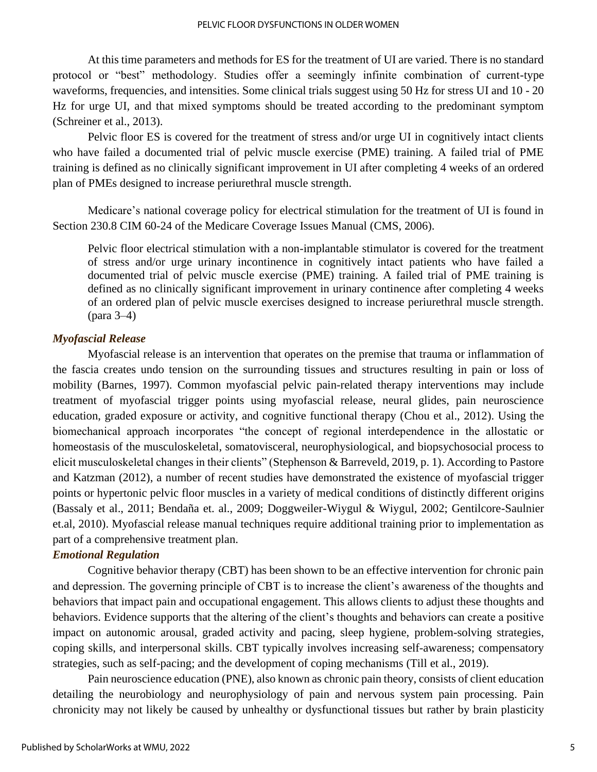At this time parameters and methods for ES for the treatment of UI are varied. There is no standard protocol or "best" methodology. Studies offer a seemingly infinite combination of current-type waveforms, frequencies, and intensities. Some clinical trials suggest using 50 Hz for stress UI and 10 - 20 Hz for urge UI, and that mixed symptoms should be treated according to the predominant symptom (Schreiner et al., 2013).

Pelvic floor ES is covered for the treatment of stress and/or urge UI in cognitively intact clients who have failed a documented trial of pelvic muscle exercise (PME) training. A failed trial of PME training is defined as no clinically significant improvement in UI after completing 4 weeks of an ordered plan of PMEs designed to increase periurethral muscle strength.

Medicare's national coverage policy for electrical stimulation for the treatment of UI is found in Section 230.8 CIM 60-24 of the Medicare Coverage Issues Manual (CMS, 2006).

> Pelvic floor electrical stimulation with a non-implantable stimulator is covered for the treatment of stress and/or urge urinary incontinence in cognitively intact patients who have failed a documented trial of pelvic muscle exercise (PME) training. A failed trial of PME training is defined as no clinically significant improvement in urinary continence after completing 4 weeks of an ordered plan of pelvic muscle exercises designed to increase periurethral muscle strength. (para 3–4)

### *Myofascial Release*

Myofascial release is an intervention that operates on the premise that trauma or inflammation of the fascia creates undo tension on the surrounding tissues and structures resulting in pain or loss of mobility (Barnes, 1997). Common myofascial pelvic pain-related therapy interventions may include treatment of myofascial trigger points using myofascial release, neural glides, pain neuroscience education, graded exposure or activity, and cognitive functional therapy (Chou et al., 2012). Using the biomechanical approach incorporates "the concept of regional interdependence in the allostatic or homeostasis of the musculoskeletal, somatovisceral, neurophysiological, and biopsychosocial process to elicit musculoskeletal changes in their clients" (Stephenson & Barreveld, 2019, p. 1). According to Pastore and Katzman (2012), a number of recent studies have demonstrated the existence of myofascial trigger points or hypertonic pelvic floor muscles in a variety of medical conditions of distinctly different origins (Bassaly et al., 2011; Bendaña et. al., 2009; Doggweiler-Wiygul & Wiygul, 2002; Gentilcore-Saulnier et.al, 2010). Myofascial release manual techniques require additional training prior to implementation as part of a comprehensive treatment plan.

### *Emotional Regulation*

Cognitive behavior therapy (CBT) has been shown to be an effective intervention for chronic pain and depression. The governing principle of CBT is to increase the client's awareness of the thoughts and behaviors that impact pain and occupational engagement. This allows clients to adjust these thoughts and behaviors. Evidence supports that the altering of the client's thoughts and behaviors can create a positive impact on autonomic arousal, graded activity and pacing, sleep hygiene, problem-solving strategies, coping skills, and interpersonal skills. CBT typically involves increasing self-awareness; compensatory strategies, such as self-pacing; and the development of coping mechanisms (Till et al., 2019).

Pain neuroscience education (PNE), also known as chronic pain theory, consists of client education detailing the neurobiology and neurophysiology of pain and nervous system pain processing. Pain chronicity may not likely be caused by unhealthy or dysfunctional tissues but rather by brain plasticity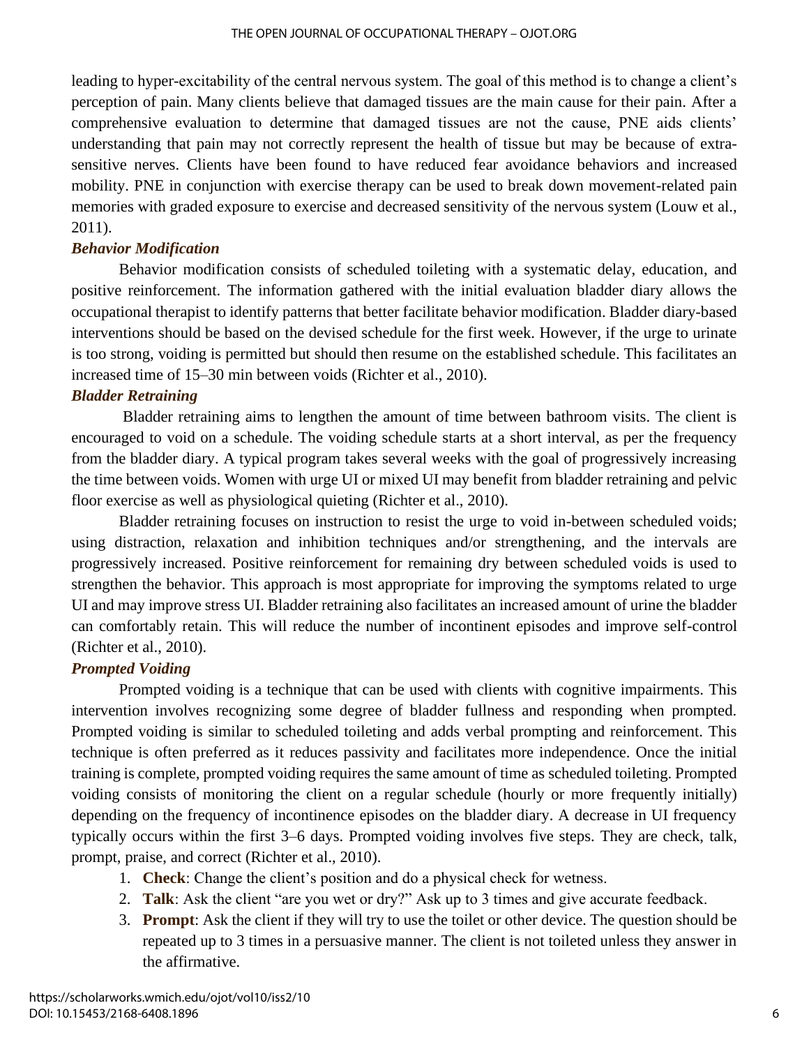leading to hyper-excitability of the central nervous system. The goal of this method is to change a client's perception of pain. Many clients believe that damaged tissues are the main cause for their pain. After a comprehensive evaluation to determine that damaged tissues are not the cause, PNE aids clients' understanding that pain may not correctly represent the health of tissue but may be because of extra-sensitive nerves. Clients have been found to have reduced fear avoidance behaviors and increased mobility. PNE in conjunction with exercise therapy can be used to break down movement-related pain memories with graded exposure to exercise and decreased sensitivity of the nervous system (Louw et al., 2011).

### *Behavior Modification*

Behavior modification consists of scheduled toileting with a systematic delay, education, and positive reinforcement. The information gathered with the initial evaluation bladder diary allows the occupational therapist to identify patterns that better facilitate behavior modification. Bladder diary-based interventions should be based on the devised schedule for the first week. However, if the urge to urinate is too strong, voiding is permitted but should then resume on the established schedule. This facilitates an increased time of 15–30 min between voids (Richter et al., 2010).

### *Bladder Retraining*

Bladder retraining aims to lengthen the amount of time between bathroom visits. The client is encouraged to void on a schedule. The voiding schedule starts at a short interval, as per the frequency from the bladder diary. A typical program takes several weeks with the goal of progressively increasing the time between voids. Women with urge UI or mixed UI may benefit from bladder retraining and pelvic floor exercise as well as physiological quieting (Richter et al., 2010).

Bladder retraining focuses on instruction to resist the urge to void in-between scheduled voids; using distraction, relaxation and inhibition techniques and/or strengthening, and the intervals are progressively increased. Positive reinforcement for remaining dry between scheduled voids is used to strengthen the behavior. This approach is most appropriate for improving the symptoms related to urge UI and may improve stress UI. Bladder retraining also facilitates an increased amount of urine the bladder can comfortably retain. This will reduce the number of incontinent episodes and improve self-control (Richter et al., 2010).

### *Prompted Voiding*

Prompted voiding is a technique that can be used with clients with cognitive impairments. This intervention involves recognizing some degree of bladder fullness and responding when prompted. Prompted voiding is similar to scheduled toileting and adds verbal prompting and reinforcement. This technique is often preferred as it reduces passivity and facilitates more independence. Once the initial training is complete, prompted voiding requires the same amount of time as scheduled toileting. Prompted voiding consists of monitoring the client on a regular schedule (hourly or more frequently initially) depending on the frequency of incontinence episodes on the bladder diary. A decrease in UI frequency typically occurs within the first 3–6 days. Prompted voiding involves five steps. They are check, talk, prompt, praise, and correct (Richter et al., 2010).

1. **Check**: Change the client's position and do a physical check for wetness.
2. **Talk**: Ask the client "are you wet or dry?" Ask up to 3 times and give accurate feedback.
3. **Prompt**: Ask the client if they will try to use the toilet or other device. The question should be repeated up to 3 times in a persuasive manner. The client is not toileted unless they answer in the affirmative.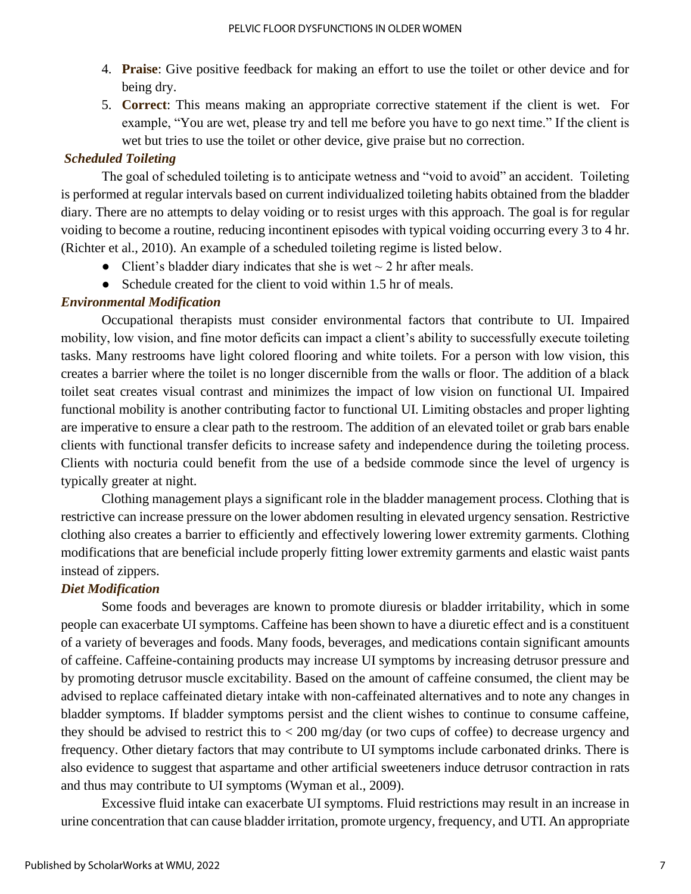4. **Praise**: Give positive feedback for making an effort to use the toilet or other device and for being dry.
5. **Correct**: This means making an appropriate corrective statement if the client is wet. For example, "You are wet, please try and tell me before you have to go next time." If the client is wet but tries to use the toilet or other device, give praise but no correction.

### *Scheduled Toileting*

The goal of scheduled toileting is to anticipate wetness and "void to avoid" an accident. Toileting is performed at regular intervals based on current individualized toileting habits obtained from the bladder diary. There are no attempts to delay voiding or to resist urges with this approach. The goal is for regular voiding to become a routine, reducing incontinent episodes with typical voiding occurring every 3 to 4 hr. (Richter et al., 2010). An example of a scheduled toileting regime is listed below.

- Client's bladder diary indicates that she is wet ~ 2 hr after meals.
- Schedule created for the client to void within 1.5 hr of meals.

### *Environmental Modification*

Occupational therapists must consider environmental factors that contribute to UI. Impaired mobility, low vision, and fine motor deficits can impact a client's ability to successfully execute toileting tasks. Many restrooms have light colored flooring and white toilets. For a person with low vision, this creates a barrier where the toilet is no longer discernible from the walls or floor. The addition of a black toilet seat creates visual contrast and minimizes the impact of low vision on functional UI. Impaired functional mobility is another contributing factor to functional UI. Limiting obstacles and proper lighting are imperative to ensure a clear path to the restroom. The addition of an elevated toilet or grab bars enable clients with functional transfer deficits to increase safety and independence during the toileting process. Clients with nocturia could benefit from the use of a bedside commode since the level of urgency is typically greater at night.

Clothing management plays a significant role in the bladder management process. Clothing that is restrictive can increase pressure on the lower abdomen resulting in elevated urgency sensation. Restrictive clothing also creates a barrier to efficiently and effectively lowering lower extremity garments. Clothing modifications that are beneficial include properly fitting lower extremity garments and elastic waist pants instead of zippers.

### *Diet Modification*

Some foods and beverages are known to promote diuresis or bladder irritability, which in some people can exacerbate UI symptoms. Caffeine has been shown to have a diuretic effect and is a constituent of a variety of beverages and foods. Many foods, beverages, and medications contain significant amounts of caffeine. Caffeine-containing products may increase UI symptoms by increasing detrusor pressure and by promoting detrusor muscle excitability. Based on the amount of caffeine consumed, the client may be advised to replace caffeinated dietary intake with non-caffeinated alternatives and to note any changes in bladder symptoms. If bladder symptoms persist and the client wishes to continue to consume caffeine, they should be advised to restrict this to < 200 mg/day (or two cups of coffee) to decrease urgency and frequency. Other dietary factors that may contribute to UI symptoms include carbonated drinks. There is also evidence to suggest that aspartame and other artificial sweeteners induce detrusor contraction in rats and thus may contribute to UI symptoms (Wyman et al., 2009).

Excessive fluid intake can exacerbate UI symptoms. Fluid restrictions may result in an increase in urine concentration that can cause bladder irritation, promote urgency, frequency, and UTI. An appropriate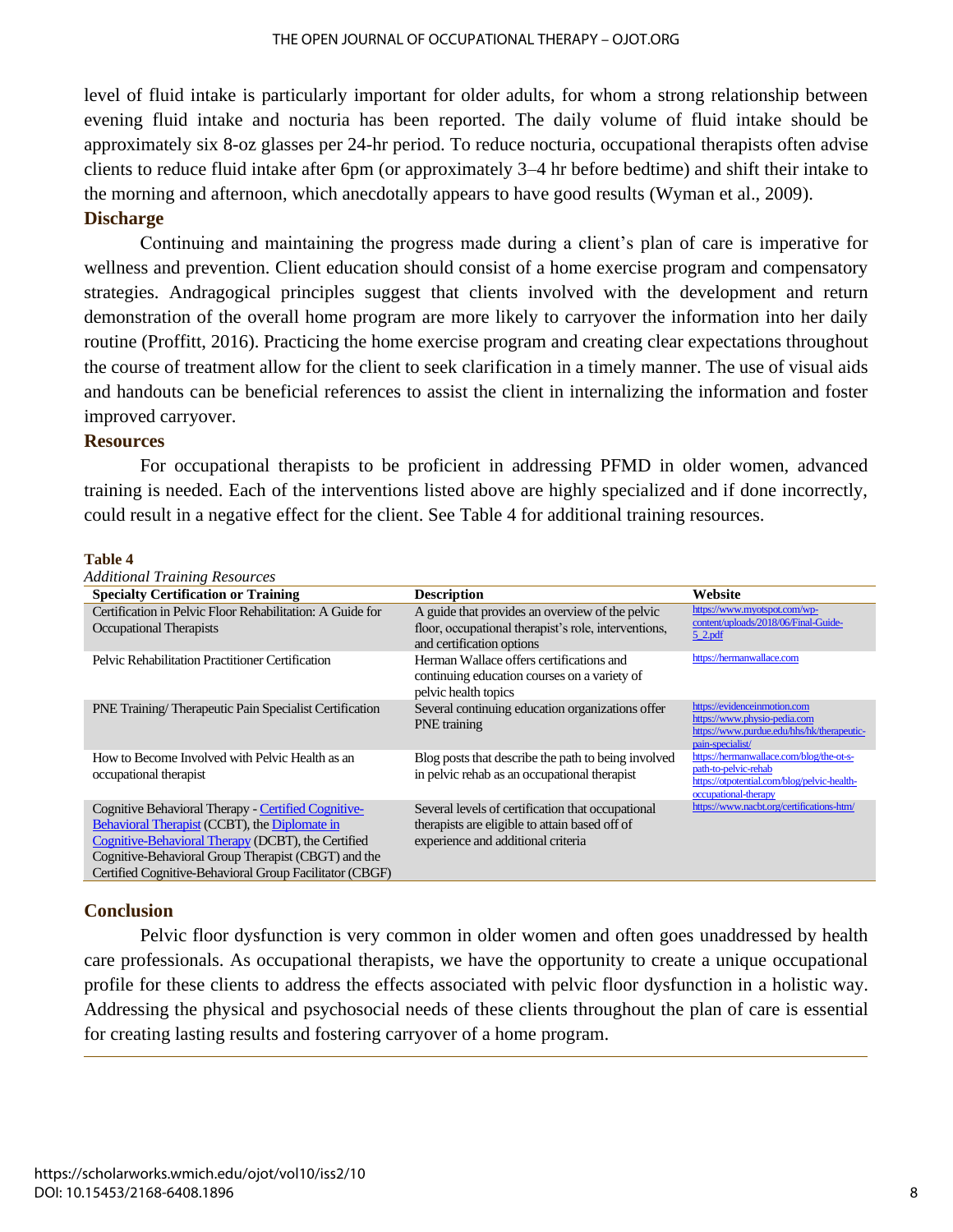level of fluid intake is particularly important for older adults, for whom a strong relationship between evening fluid intake and nocturia has been reported. The daily volume of fluid intake should be approximately six 8-oz glasses per 24-hr period. To reduce nocturia, occupational therapists often advise clients to reduce fluid intake after 6pm (or approximately 3–4 hr before bedtime) and shift their intake to the morning and afternoon, which anecdotally appears to have good results (Wyman et al., 2009).

### Discharge

Continuing and maintaining the progress made during a client's plan of care is imperative for wellness and prevention. Client education should consist of a home exercise program and compensatory strategies. Andragogical principles suggest that clients involved with the development and return demonstration of the overall home program are more likely to carryover the information into her daily routine (Proffitt, 2016). Practicing the home exercise program and creating clear expectations throughout the course of treatment allow for the client to seek clarification in a timely manner. The use of visual aids and handouts can be beneficial references to assist the client in internalizing the information and foster improved carryover.

### Resources

For occupational therapists to be proficient in addressing PFMD in older women, advanced training is needed. Each of the interventions listed above are highly specialized and if done incorrectly, could result in a negative effect for the client. See Table 4 for additional training resources.

**Table 4**

*Additional Training Resources*

| Specialty Certification or Training | Description | Website |
|---|---|---|
| Certification in Pelvic Floor Rehabilitation: A Guide for Occupational Therapists | A guide that provides an overview of the pelvic floor, occupational therapist's role, interventions, and certification options | https://www.myotspot.com/wp-content/uploads/2018/06/Final-Guide-5_2.pdf |
| Pelvic Rehabilitation Practitioner Certification | Herman Wallace offers certifications and continuing education courses on a variety of pelvic health topics | https://hermanwallace.com |
| PNE Training/ Therapeutic Pain Specialist Certification | Several continuing education organizations offer PNE training | https://evidenceinmotion.com https://www.physio-pedia.com https://www.purdue.edu/hhs/hk/therapeutic-pain-specialist/ |
| How to Become Involved with Pelvic Health as an occupational therapist | Blog posts that describe the path to being involved in pelvic rehab as an occupational therapist | https://hermanwallace.com/blog/the-ot-s-path-to-pelvic-rehab https://otpotential.com/blog/pelvic-health-occupational-therapy |
| Cognitive Behavioral Therapy - Certified Cognitive-Behavioral Therapist (CCBT), the Diplomate in Cognitive-Behavioral Therapy (DCBT), the Certified Cognitive-Behavioral Group Therapist (CBGT) and the Certified Cognitive-Behavioral Group Facilitator (CBGF) | Several levels of certification that occupational therapists are eligible to attain based off of experience and additional criteria | https://www.nacbt.org/certifications-htm/ |

### Conclusion

Pelvic floor dysfunction is very common in older women and often goes unaddressed by health care professionals. As occupational therapists, we have the opportunity to create a unique occupational profile for these clients to address the effects associated with pelvic floor dysfunction in a holistic way. Addressing the physical and psychosocial needs of these clients throughout the plan of care is essential for creating lasting results and fostering carryover of a home program.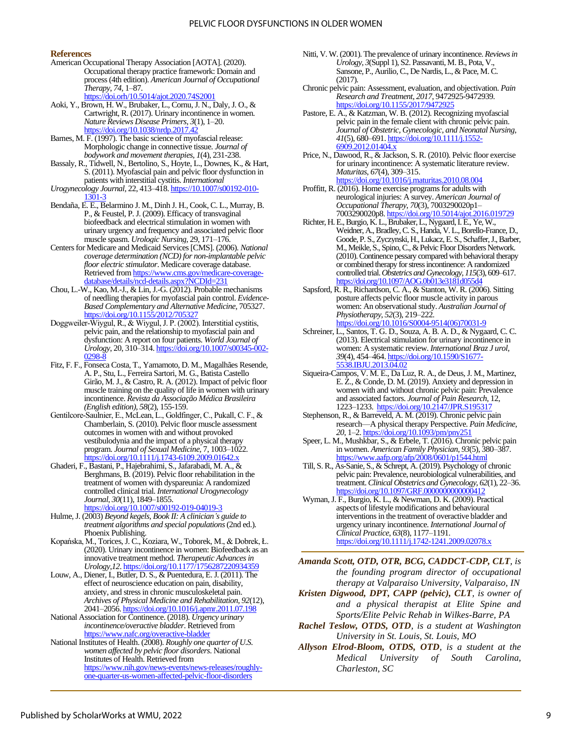## References

American Occupational Therapy Association [AOTA]. (2020). Occupational therapy practice framework: Domain and process (4th edition). *American Journal of Occupational Therapy*, *74*, 1–87. https://doi.orh/10.5014/ajot.2020.74S2001

Aoki, Y., Brown, H. W., Brubaker, L., Cornu, J. N., Daly, J. O., & Cartwright, R. (2017). Urinary incontinence in women. *Nature Reviews Disease Primers*, *3*(1), 1–20. https://doi.org/10.1038/nrdp.2017.42

Barnes, M. F. (1997). The basic science of myofascial release: Morphologic change in connective tissue. *Journal of bodywork and movement therapies*, *1*(4), 231-238.

Bassaly, R., Tidwell, N., Bertolino, S., Hoyte, L., Downes, K., & Hart, S. (2011). Myofascial pain and pelvic floor dysfunction in patients with interstitial cystitis. *International Urogynecology Journal*, 22, 413–418. https://10.1007/s00192-010-1301-3

Bendaña, E. E., Belarmino J. M., Dinh J. H., Cook, C. L., Murray, B. P., & Feustel, P. J. (2009). Efficacy of transvaginal biofeedback and electrical stimulation in women with urinary urgency and frequency and associated pelvic floor muscle spasm. *Urologic Nursing*, 29, 171–176.

Centers for Medicare and Medicaid Services [CMS]. (2006). *National coverage determination (NCD) for non-implantable pelvic floor electric stimulator*. Medicare coverage database. Retrieved from https://www.cms.gov/medicare-coverage-database/details/ncd-details.aspx?NCDId=231

Chou, L.-W., Kao, M.-J., & Lin, J.-G. (2012). Probable mechanisms of needling therapies for myofascial pain control. *Evidence-Based Complementary and Alternative Medicine*, 705327. https://doi.org/10.1155/2012/705327

Doggweiler-Wiygul, R., & Wiygul, J. P. (2002). Interstitial cystitis, pelvic pain, and the relationship to myofascial pain and dysfunction: A report on four patients. *World Journal of Urology*, 20, 310–314. https://doi.org/10.1007/s00345-002-0298-8

Fitz, F. F., Fonseca Costa, T., Yamamoto, D. M., Magalhães Resende, A. P., Stu, L., Ferreira Sartori, M. G., Batista Castello Girão, M. J., & Castro, R. A. (2012). Impact of pelvic floor muscle training on the quality of life in women with urinary incontinence. *Revista da Associação Médica Brasileira (English edition)*, *58*(2), 155-159.

Gentilcore-Saulnier, E., McLean, L., Goldfinger, C., Pukall, C. F., & Chamberlain, S. (2010). Pelvic floor muscle assessment outcomes in women with and without provoked vestibulodynia and the impact of a physical therapy program. *Journal of Sexual Medicine*, 7, 1003–1022. https://doi.org/10.1111/j.1743-6109.2009.01642.x

Ghaderi, F., Bastani, P., Hajebrahimi, S., Jafarabadi, M. A., & Berghmans, B. (2019). Pelvic floor rehabilitation in the treatment of women with dyspareunia: A randomized controlled clinical trial. *International Urogynecology Journal*, *30*(11), 1849–1855. https://doi.org/10.1007/s00192-019-04019-3

Hulme, J. (2003) *Beyond kegels, Book II: A clinician's guide to treatment algorithms and special populations* (2nd ed.). Phoenix Publishing.

Kopańska, M., Torices, J. C., Koziara, W., Toborek, M., & Dobrek, Ł. (2020). Urinary incontinence in women: Biofeedback as an innovative treatment method. *Therapeutic Advances in Urology*, *12*. https://doi.org/10.1177/1756287220934359

Louw, A., Diener, I., Butler, D. S., & Puentedura, E. J. (2011). The effect of neuroscience education on pain, disability, anxiety, and stress in chronic musculoskeletal pain. *Archives of Physical Medicine and Rehabilitation*, *92*(12), 2041–2056. https://doi.org/10.1016/j.apmr.2011.07.198

National Association for Continence. (2018). *Urgency urinary incontinence/overactive bladder*. Retrieved from https://www.nafc.org/overactive-bladder

National Institutes of Health. (2008). *Roughly one quarter of U.S. women affected by pelvic floor disorders*. National Institutes of Health. Retrieved from https://www.nih.gov/news-events/news-releases/roughly-one-quarter-us-women-affected-pelvic-floor-disorders

Nitti, V. W. (2001). The prevalence of urinary incontinence. *Reviews in Urology*, *3*(Suppl 1), S2. Passavanti, M. B., Pota, V., Sansone, P., Aurilio, C., De Nardis, L., & Pace, M. C. (2017).

Chronic pelvic pain: Assessment, evaluation, and objectivation. *Pain Research and Treatment*, *2017*, 9472925-9472939. https://doi.org/10.1155/2017/9472925

Pastore, E. A., & Katzman, W. B. (2012). Recognizing myofascial pelvic pain in the female client with chronic pelvic pain. *Journal of Obstetric, Gynecologic, and Neonatal Nursing*, *41*(5), 680–691. https://doi.org/10.1111/j.1552-6909.2012.01404.x

Price, N., Dawood, R., & Jackson, S. R. (2010). Pelvic floor exercise for urinary incontinence: A systematic literature review. *Maturitas*, *67*(4), 309–315. https://doi.org/10.1016/j.maturitas.2010.08.004

Proffitt, R. (2016). Home exercise programs for adults with neurological injuries: A survey. *American Journal of Occupational Therapy*, *70*(3), 7003290020p1–7003290020p8. https://doi.org/10.5014/ajot.2016.019729

Richter, H. E., Burgio, K. L., Brubaker, L., Nygaard, I. E., Ye, W., Weidner, A., Bradley, C. S., Handa, V. L., Borello-France, D., Goode, P. S., Zyczynski, H., Lukacz, E. S., Schaffer, J., Barber, M., Meikle, S., Spino, C., & Pelvic Floor Disorders Network. (2010). Continence pessary compared with behavioral therapy or combined therapy for stress incontinence: A randomized controlled trial. *Obstetrics and Gynecology*, *115*(3), 609–617. https://doi.org/10.1097/AOG.0b013e3181d055d4

Sapsford, R. R., Richardson, C. A., & Stanton, W. R. (2006). Sitting posture affects pelvic floor muscle activity in parous women: An observational study. *Australian Journal of Physiotherapy*, *52*(3), 219–222. https://doi.org/10.1016/S0004-9514(06)70031-9

Schreiner, L., Santos, T. G. D., Souza, A. B. A. D., & Nygaard, C. C. (2013). Electrical stimulation for urinary incontinence in women: A systematic review. *International Braz J urol*, *39*(4), 454–464. https://doi.org/10.1590/S1677-5538.IBJU.2013.04.02

Siqueira-Campos, V. M. E., Da Luz, R. A., de Deus, J. M., Martinez, E. Z., & Conde, D. M. (2019). Anxiety and depression in women with and without chronic pelvic pain: Prevalence and associated factors. *Journal of Pain Research*, 12, 1223–1233. https://doi.org/10.2147/JPR.S195317

Stephenson, R., & Barreveld, A. M. (2019). Chronic pelvic pain research—A physical therapy Perspective. *Pain Medicine*, *20*, 1–2. https://doi.org/10.1093/pm/pny251

Speer, L. M., Mushkbar, S., & Erbele, T. (2016). Chronic pelvic pain in women. *American Family Physician*, *93*(5), 380–387. https://www.aafp.org/afp/2008/0601/p1544.html

Till, S. R., As-Sanie, S., & Schrept, A. (2019). Psychology of chronic pelvic pain: Prevalence, neurobiological vulnerabilities, and treatment. *Clinical Obstetrics and Gynecology*, *62*(1), 22–36. https://doi.org/10.1097/GRF.0000000000000412

Wyman, J. F., Burgio, K. L., & Newman, D. K. (2009). Practical aspects of lifestyle modifications and behavioural interventions in the treatment of overactive bladder and urgency urinary incontinence. *International Journal of Clinical Practice*, *63*(8), 1177–1191. https://doi.org/10.1111/j.1742-1241.2009.02078.x

---

***Amanda Scott, OTD, OTR, BCG, CADDCT-CDP, CLT****, is the founding program director of occupational therapy at Valparaiso University, Valparaiso, IN*

***Kristen Digwood, DPT, CAPP (pelvic), CLT****, is owner of and a physical therapist at Elite Spine and Sports/Elite Pelvic Rehab in Wilkes-Barre, PA*

***Rachel Teslow, OTDS, OTD****, is a student at Washington University in St. Louis, St. Louis, MO*

***Allyson Elrod-Bloom, OTDS, OTD****, is a student at the Medical University of South Carolina, Charleston, SC*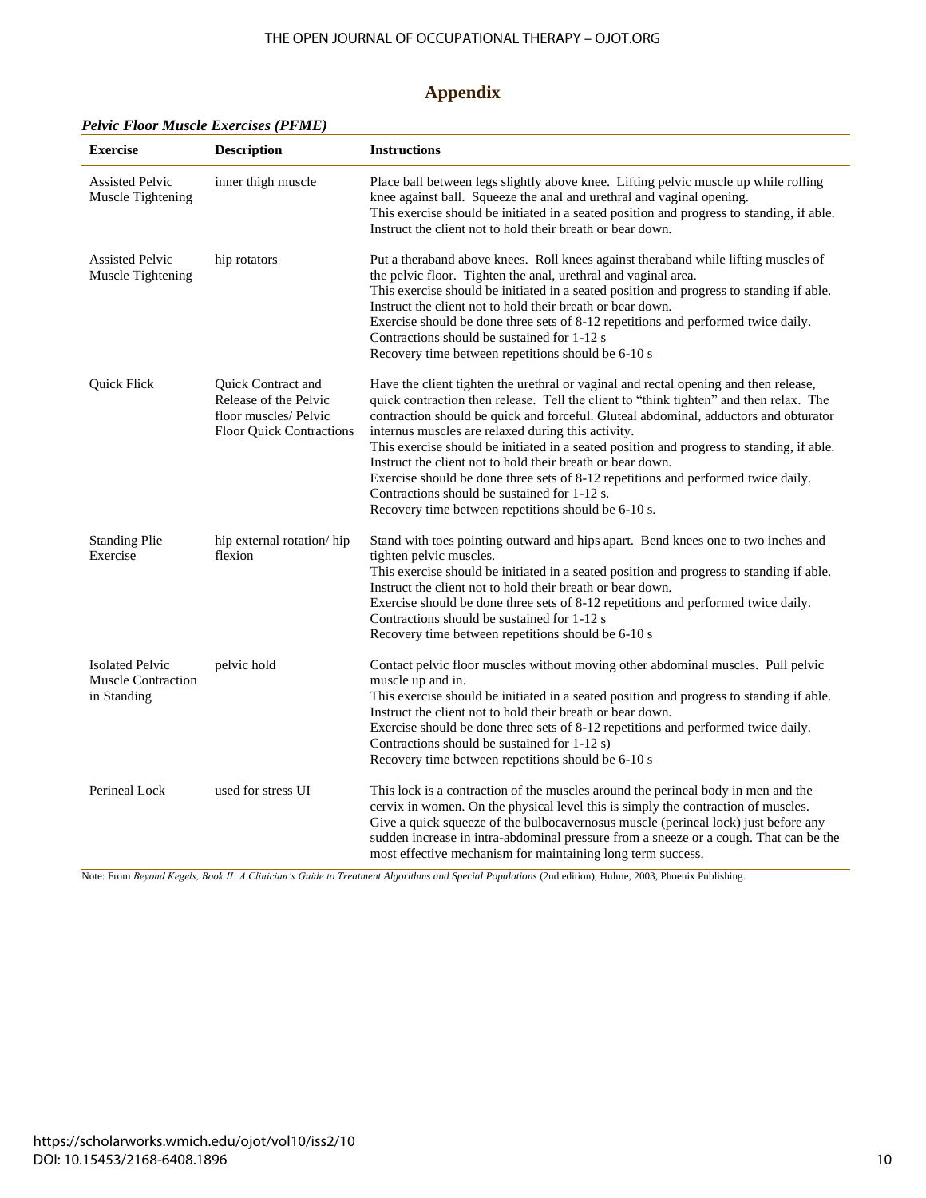# Appendix

*Pelvic Floor Muscle Exercises (PFME)*

| Exercise | Description | Instructions |
|---|---|---|
| Assisted Pelvic Muscle Tightening | inner thigh muscle | Place ball between legs slightly above knee. Lifting pelvic muscle up while rolling knee against ball. Squeeze the anal and urethral and vaginal opening.<br>This exercise should be initiated in a seated position and progress to standing, if able.<br>Instruct the client not to hold their breath or bear down. |
| Assisted Pelvic Muscle Tightening | hip rotators | Put a theraband above knees. Roll knees against theraband while lifting muscles of the pelvic floor. Tighten the anal, urethral and vaginal area.<br>This exercise should be initiated in a seated position and progress to standing if able.<br>Instruct the client not to hold their breath or bear down.<br>Exercise should be done three sets of 8-12 repetitions and performed twice daily.<br>Contractions should be sustained for 1-12 s<br>Recovery time between repetitions should be 6-10 s |
| Quick Flick | Quick Contract and Release of the Pelvic floor muscles/ Pelvic Floor Quick Contractions | Have the client tighten the urethral or vaginal and rectal opening and then release, quick contraction then release. Tell the client to "think tighten" and then relax. The contraction should be quick and forceful. Gluteal abdominal, adductors and obturator internus muscles are relaxed during this activity.<br>This exercise should be initiated in a seated position and progress to standing, if able.<br>Instruct the client not to hold their breath or bear down.<br>Exercise should be done three sets of 8-12 repetitions and performed twice daily.<br>Contractions should be sustained for 1-12 s.<br>Recovery time between repetitions should be 6-10 s. |
| Standing Plie Exercise | hip external rotation/ hip flexion | Stand with toes pointing outward and hips apart. Bend knees one to two inches and tighten pelvic muscles.<br>This exercise should be initiated in a seated position and progress to standing if able.<br>Instruct the client not to hold their breath or bear down.<br>Exercise should be done three sets of 8-12 repetitions and performed twice daily.<br>Contractions should be sustained for 1-12 s<br>Recovery time between repetitions should be 6-10 s |
| Isolated Pelvic Muscle Contraction in Standing | pelvic hold | Contact pelvic floor muscles without moving other abdominal muscles. Pull pelvic muscle up and in.<br>This exercise should be initiated in a seated position and progress to standing if able.<br>Instruct the client not to hold their breath or bear down.<br>Exercise should be done three sets of 8-12 repetitions and performed twice daily.<br>Contractions should be sustained for 1-12 s)<br>Recovery time between repetitions should be 6-10 s |
| Perineal Lock | used for stress UI | This lock is a contraction of the muscles around the perineal body in men and the cervix in women. On the physical level this is simply the contraction of muscles. Give a quick squeeze of the bulbocavernosus muscle (perineal lock) just before any sudden increase in intra-abdominal pressure from a sneeze or a cough. That can be the most effective mechanism for maintaining long term success. |

Note: From *Beyond Kegels, Book II: A Clinician's Guide to Treatment Algorithms and Special Populations* (2nd edition), Hulme, 2003, Phoenix Publishing.